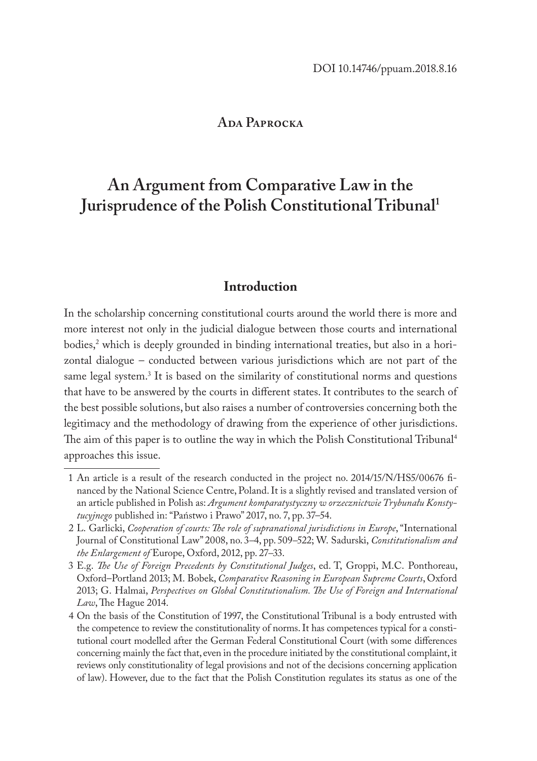DOI 10.14746/ppuam.2018.8.16

**Ada Paprocka**

# An Argument from Comparative Law in the Jurisprudence of the Polish Constitutional Tribunal[1]

## Introduction

In the scholarship concerning constitutional courts around the world there is more and more interest not only in the judicial dialogue between those courts and international bodies,[2] which is deeply grounded in binding international treaties, but also in a horizontal dialogue – conducted between various jurisdictions which are not part of the same legal system.[3] It is based on the similarity of constitutional norms and questions that have to be answered by the courts in different states. It contributes to the search of the best possible solutions, but also raises a number of controversies concerning both the legitimacy and the methodology of drawing from the experience of other jurisdictions. The aim of this paper is to outline the way in which the Polish Constitutional Tribunal[4] approaches this issue.

---

1 An article is a result of the research conducted in the project no. 2014/15/N/HS5/00676 financed by the National Science Centre, Poland. It is a slightly revised and translated version of an article published in Polish as: *Argument komparatystyczny w orzecznictwie Trybunału Konstytucyjnego* published in: "Państwo i Prawo" 2017, no. 7, pp. 37–54.

2 L. Garlicki, *Cooperation of courts: The role of supranational jurisdictions in Europe*, "International Journal of Constitutional Law" 2008, no. 3–4, pp. 509–522; W. Sadurski, *Constitutionalism and the Enlargement of* Europe, Oxford, 2012, pp. 27–33.

3 E.g. *The Use of Foreign Precedents by Constitutional Judges*, ed. T, Groppi, M.C. Ponthoreau, Oxford–Portland 2013; M. Bobek, *Comparative Reasoning in European Supreme Courts*, Oxford 2013; G. Halmai, *Perspectives on Global Constitutionalism. The Use of Foreign and International Law*, The Hague 2014.

4 On the basis of the Constitution of 1997, the Constitutional Tribunal is a body entrusted with the competence to review the constitutionality of norms. It has competences typical for a constitutional court modelled after the German Federal Constitutional Court (with some differences concerning mainly the fact that, even in the procedure initiated by the constitutional complaint, it reviews only constitutionality of legal provisions and not of the decisions concerning application of law). However, due to the fact that the Polish Constitution regulates its status as one of the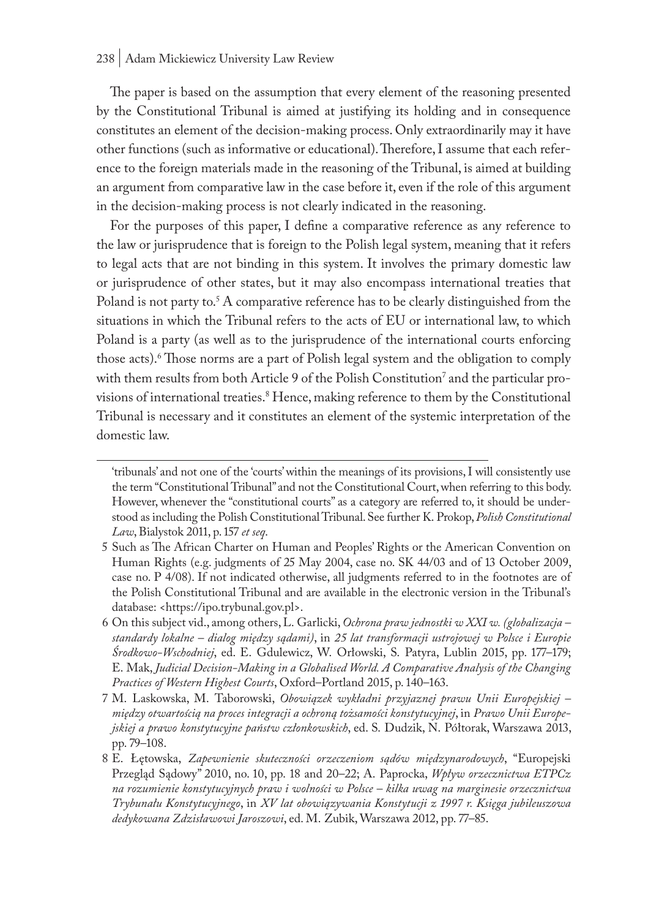The paper is based on the assumption that every element of the reasoning presented by the Constitutional Tribunal is aimed at justifying its holding and in consequence constitutes an element of the decision-making process. Only extraordinarily may it have other functions (such as informative or educational). Therefore, I assume that each reference to the foreign materials made in the reasoning of the Tribunal, is aimed at building an argument from comparative law in the case before it, even if the role of this argument in the decision-making process is not clearly indicated in the reasoning.

For the purposes of this paper, I define a comparative reference as any reference to the law or jurisprudence that is foreign to the Polish legal system, meaning that it refers to legal acts that are not binding in this system. It involves the primary domestic law or jurisprudence of other states, but it may also encompass international treaties that Poland is not party to.[5] A comparative reference has to be clearly distinguished from the situations in which the Tribunal refers to the acts of EU or international law, to which Poland is a party (as well as to the jurisprudence of the international courts enforcing those acts).[6] Those norms are a part of Polish legal system and the obligation to comply with them results from both Article 9 of the Polish Constitution[7] and the particular provisions of international treaties.[8] Hence, making reference to them by the Constitutional Tribunal is necessary and it constitutes an element of the systemic interpretation of the domestic law.

---

'tribunals' and not one of the 'courts' within the meanings of its provisions, I will consistently use the term "Constitutional Tribunal" and not the Constitutional Court, when referring to this body. However, whenever the "constitutional courts" as a category are referred to, it should be understood as including the Polish Constitutional Tribunal. See further K. Prokop, *Polish Constitutional Law*, Bialystok 2011, p. 157 *et seq*.

5 Such as The African Charter on Human and Peoples' Rights or the American Convention on Human Rights (e.g. judgments of 25 May 2004, case no. SK 44/03 and of 13 October 2009, case no. P 4/08). If not indicated otherwise, all judgments referred to in the footnotes are of the Polish Constitutional Tribunal and are available in the electronic version in the Tribunal's database: <https://ipo.trybunal.gov.pl>.

6 On this subject vid., among others, L. Garlicki, *Ochrona praw jednostki w XXI w. (globalizacja – standardy lokalne – dialog między sądami)*, in *25 lat transformacji ustrojowej w Polsce i Europie Środkowo-Wschodniej*, ed. E. Gdulewicz, W. Orłowski, S. Patyra, Lublin 2015, pp. 177–179; E. Mak, *Judicial Decision-Making in a Globalised World. A Comparative Analysis of the Changing Practices of Western Highest Courts*, Oxford–Portland 2015, p. 140–163.

7 M. Laskowska, M. Taborowski, *Obowiązek wykładni przyjaznej prawu Unii Europejskiej – między otwartością na proces integracji a ochroną tożsamości konstytucyjnej*, in *Prawo Unii Europejskiej a prawo konstytucyjne państw członkowskich*, ed. S. Dudzik, N. Półtorak, Warszawa 2013, pp. 79–108.

8 E. Łętowska, *Zapewnienie skuteczności orzeczeniom sądów międzynarodowych*, "Europejski Przegląd Sądowy" 2010, no. 10, pp. 18 and 20–22; A. Paprocka, *Wpływ orzecznictwa ETPCz na rozumienie konstytucyjnych praw i wolności w Polsce – kilka uwag na marginesie orzecznictwa Trybunału Konstytucyjnego*, in *XV lat obowiązywania Konstytucji z 1997 r. Księga jubileuszowa dedykowana Zdzisławowi Jaroszowi*, ed. M. Zubik, Warszawa 2012, pp. 77–85.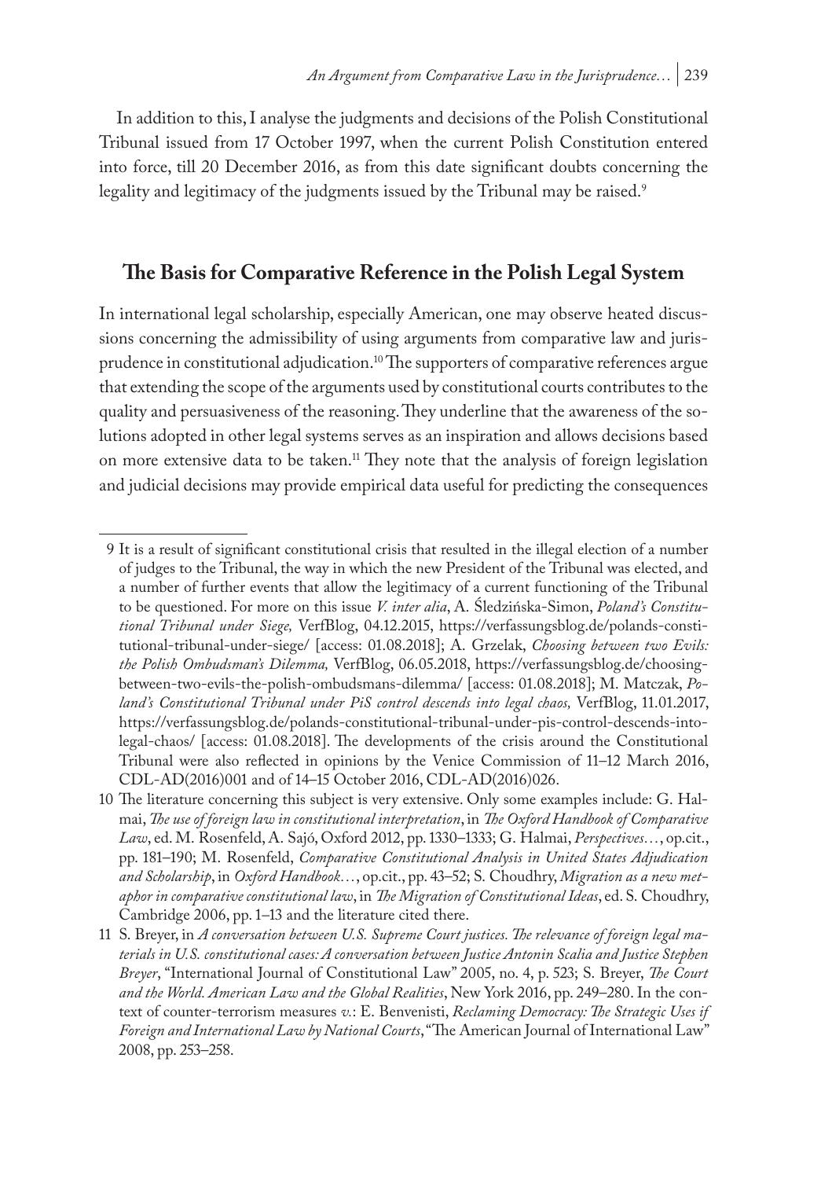In addition to this, I analyse the judgments and decisions of the Polish Constitutional Tribunal issued from 17 October 1997, when the current Polish Constitution entered into force, till 20 December 2016, as from this date significant doubts concerning the legality and legitimacy of the judgments issued by the Tribunal may be raised.[9]

## The Basis for Comparative Reference in the Polish Legal System

In international legal scholarship, especially American, one may observe heated discussions concerning the admissibility of using arguments from comparative law and jurisprudence in constitutional adjudication.[10] The supporters of comparative references argue that extending the scope of the arguments used by constitutional courts contributes to the quality and persuasiveness of the reasoning. They underline that the awareness of the solutions adopted in other legal systems serves as an inspiration and allows decisions based on more extensive data to be taken.[11] They note that the analysis of foreign legislation and judicial decisions may provide empirical data useful for predicting the consequences

---

9 It is a result of significant constitutional crisis that resulted in the illegal election of a number of judges to the Tribunal, the way in which the new President of the Tribunal was elected, and a number of further events that allow the legitimacy of a current functioning of the Tribunal to be questioned. For more on this issue *V. inter alia*, A. Śledzińska-Simon, *Poland's Constitutional Tribunal under Siege,* VerfBlog, 04.12.2015, https://verfassungsblog.de/polands-constitutional-tribunal-under-siege/ [access: 01.08.2018]; A. Grzelak, *Choosing between two Evils: the Polish Ombudsman's Dilemma,* VerfBlog, 06.05.2018, https://verfassungsblog.de/choosing-between-two-evils-the-polish-ombudsmans-dilemma/ [access: 01.08.2018]; M. Matczak, *Poland's Constitutional Tribunal under PiS control descends into legal chaos,* VerfBlog, 11.01.2017, https://verfassungsblog.de/polands-constitutional-tribunal-under-pis-control-descends-into-legal-chaos/ [access: 01.08.2018]. The developments of the crisis around the Constitutional Tribunal were also reflected in opinions by the Venice Commission of 11–12 March 2016, CDL-AD(2016)001 and of 14–15 October 2016, CDL-AD(2016)026.

10 The literature concerning this subject is very extensive. Only some examples include: G. Halmai, *The use of foreign law in constitutional interpretation*, in *The Oxford Handbook of Comparative Law*, ed. M. Rosenfeld, A. Sajó, Oxford 2012, pp. 1330–1333; G. Halmai, *Perspectives…*, op.cit., pp. 181–190; M. Rosenfeld, *Comparative Constitutional Analysis in United States Adjudication and Scholarship*, in *Oxford Handbook…*, op.cit., pp. 43–52; S. Choudhry, *Migration as a new metaphor in comparative constitutional law*, in *The Migration of Constitutional Ideas*, ed. S. Choudhry, Cambridge 2006, pp. 1–13 and the literature cited there.

11 S. Breyer, in *A conversation between U.S. Supreme Court justices. The relevance of foreign legal materials in U.S. constitutional cases: A conversation between Justice Antonin Scalia and Justice Stephen Breyer*, "International Journal of Constitutional Law" 2005, no. 4, p. 523; S. Breyer, *The Court and the World. American Law and the Global Realities*, New York 2016, pp. 249–280. In the context of counter-terrorism measures *v.*: E. Benvenisti, *Reclaming Democracy: The Strategic Uses if Foreign and International Law by National Courts*, "The American Journal of International Law" 2008, pp. 253–258.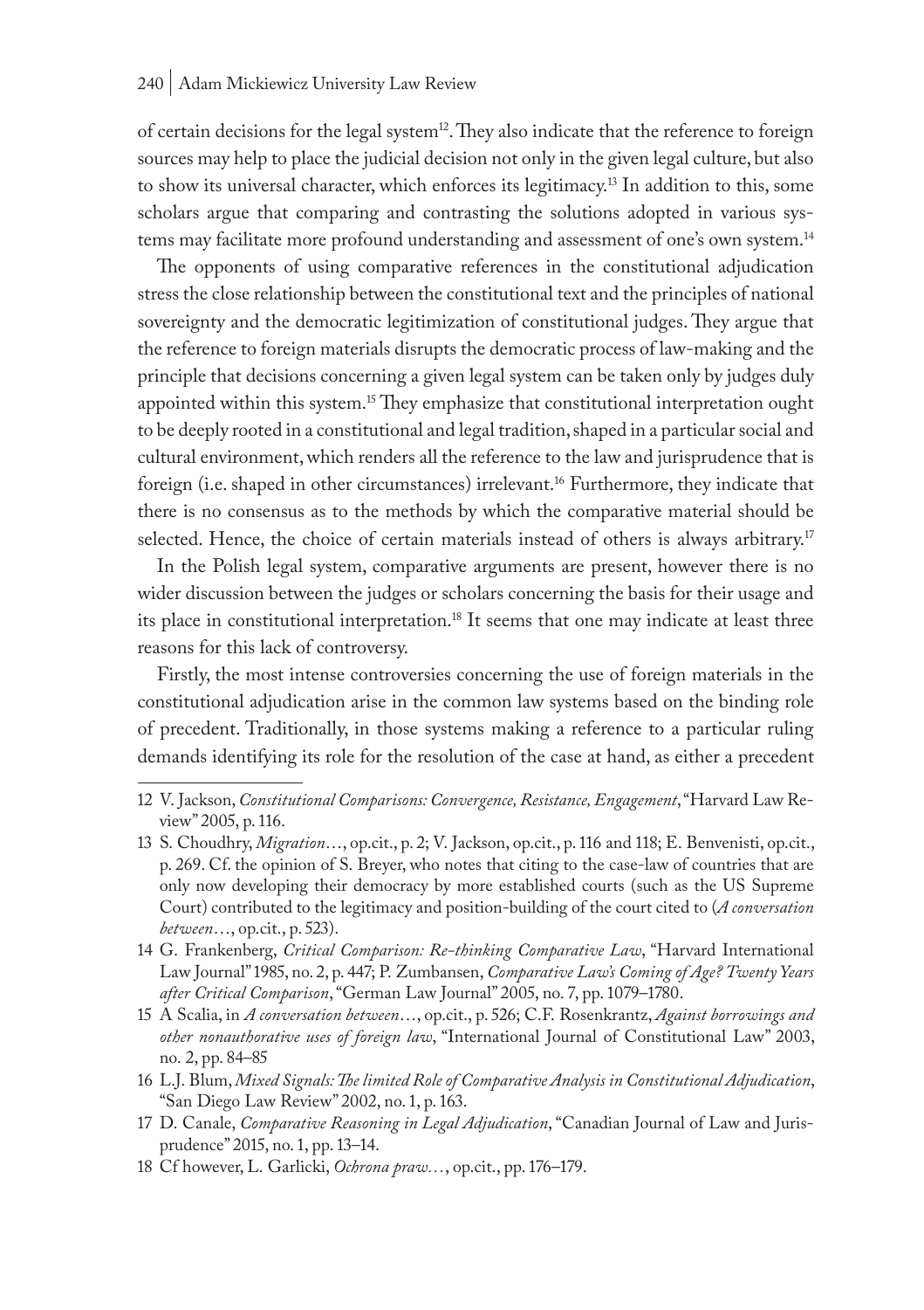of certain decisions for the legal system[12]. They also indicate that the reference to foreign sources may help to place the judicial decision not only in the given legal culture, but also to show its universal character, which enforces its legitimacy.[13] In addition to this, some scholars argue that comparing and contrasting the solutions adopted in various systems may facilitate more profound understanding and assessment of one's own system.[14]

The opponents of using comparative references in the constitutional adjudication stress the close relationship between the constitutional text and the principles of national sovereignty and the democratic legitimization of constitutional judges. They argue that the reference to foreign materials disrupts the democratic process of law-making and the principle that decisions concerning a given legal system can be taken only by judges duly appointed within this system.[15] They emphasize that constitutional interpretation ought to be deeply rooted in a constitutional and legal tradition, shaped in a particular social and cultural environment, which renders all the reference to the law and jurisprudence that is foreign (i.e. shaped in other circumstances) irrelevant.[16] Furthermore, they indicate that there is no consensus as to the methods by which the comparative material should be selected. Hence, the choice of certain materials instead of others is always arbitrary.[17]

In the Polish legal system, comparative arguments are present, however there is no wider discussion between the judges or scholars concerning the basis for their usage and its place in constitutional interpretation.[18] It seems that one may indicate at least three reasons for this lack of controversy.

Firstly, the most intense controversies concerning the use of foreign materials in the constitutional adjudication arise in the common law systems based on the binding role of precedent. Traditionally, in those systems making a reference to a particular ruling demands identifying its role for the resolution of the case at hand, as either a precedent

---

12 V. Jackson, *Constitutional Comparisons: Convergence, Resistance, Engagement*, "Harvard Law Review" 2005, p. 116.

13 S. Choudhry, *Migration*…, op.cit., p. 2; V. Jackson, op.cit., p. 116 and 118; E. Benvenisti, op.cit., p. 269. Cf. the opinion of S. Breyer, who notes that citing to the case-law of countries that are only now developing their democracy by more established courts (such as the US Supreme Court) contributed to the legitimacy and position-building of the court cited to (*A conversation between*…, op.cit., p. 523).

14 G. Frankenberg, *Critical Comparison: Re-thinking Comparative Law*, "Harvard International Law Journal" 1985, no. 2, p. 447; P. Zumbansen, *Comparative Law's Coming of Age? Twenty Years after Critical Comparison*, "German Law Journal" 2005, no. 7, pp. 1079–1780.

15 A Scalia, in *A conversation between*…, op.cit., p. 526; C.F. Rosenkrantz, *Against borrowings and other nonauthorative uses of foreign law*, "International Journal of Constitutional Law" 2003, no. 2, pp. 84–85

16 L.J. Blum, *Mixed Signals: The limited Role of Comparative Analysis in Constitutional Adjudication*, "San Diego Law Review" 2002, no. 1, p. 163.

17 D. Canale, *Comparative Reasoning in Legal Adjudication*, "Canadian Journal of Law and Jurisprudence" 2015, no. 1, pp. 13–14.

18 Cf however, L. Garlicki, *Ochrona praw…*, op.cit., pp. 176–179.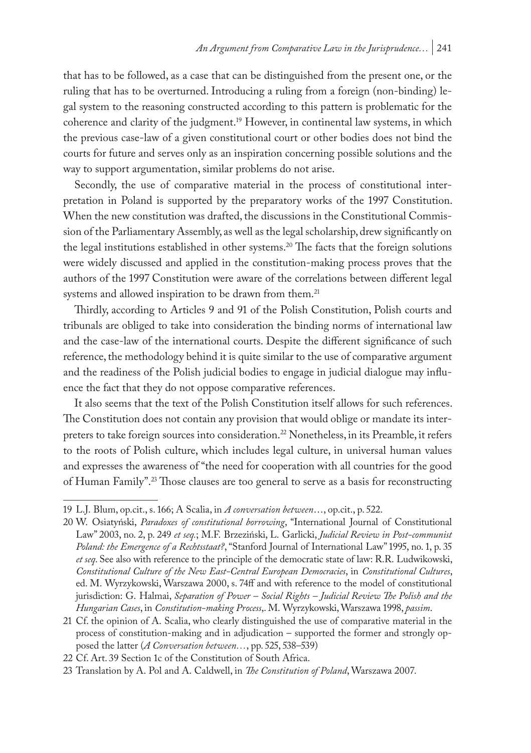that has to be followed, as a case that can be distinguished from the present one, or the ruling that has to be overturned. Introducing a ruling from a foreign (non-binding) legal system to the reasoning constructed according to this pattern is problematic for the coherence and clarity of the judgment.[19] However, in continental law systems, in which the previous case-law of a given constitutional court or other bodies does not bind the courts for future and serves only as an inspiration concerning possible solutions and the way to support argumentation, similar problems do not arise.

Secondly, the use of comparative material in the process of constitutional interpretation in Poland is supported by the preparatory works of the 1997 Constitution. When the new constitution was drafted, the discussions in the Constitutional Commission of the Parliamentary Assembly, as well as the legal scholarship, drew significantly on the legal institutions established in other systems.[20] The facts that the foreign solutions were widely discussed and applied in the constitution-making process proves that the authors of the 1997 Constitution were aware of the correlations between different legal systems and allowed inspiration to be drawn from them.[21]

Thirdly, according to Articles 9 and 91 of the Polish Constitution, Polish courts and tribunals are obliged to take into consideration the binding norms of international law and the case-law of the international courts. Despite the different significance of such reference, the methodology behind it is quite similar to the use of comparative argument and the readiness of the Polish judicial bodies to engage in judicial dialogue may influence the fact that they do not oppose comparative references.

It also seems that the text of the Polish Constitution itself allows for such references. The Constitution does not contain any provision that would oblige or mandate its interpreters to take foreign sources into consideration.[22] Nonetheless, in its Preamble, it refers to the roots of Polish culture, which includes legal culture, in universal human values and expresses the awareness of "the need for cooperation with all countries for the good of Human Family".[23] Those clauses are too general to serve as a basis for reconstructing

---

19 L.J. Blum, op.cit., s. 166; A Scalia, in *A conversation between*…, op.cit., p. 522.

20 W. Osiatyński, *Paradoxes of constitutional borrowing*, "International Journal of Constitutional Law" 2003, no. 2, p. 249 *et seq.*; M.F. Brzeziński, L. Garlicki, *Judicial Review in Post-communist Poland: the Emergence of a Rechtsstaat?*, "Stanford Journal of International Law" 1995, no. 1, p. 35 *et seq*. See also with reference to the principle of the democratic state of law: R.R. Ludwikowski, *Constitutional Culture of the New East-Central European Democracies*, in *Constitutional Cultures*, ed. M. Wyrzykowski, Warszawa 2000, s. 74ff and with reference to the model of constitutional jurisdiction: G. Halmai, *Separation of Power – Social Rights – Judicial Review The Polish and the Hungarian Cases*, in *Constitution-making Process*,. M. Wyrzykowski, Warszawa 1998, *passim*.

21 Cf. the opinion of A. Scalia, who clearly distinguished the use of comparative material in the process of constitution-making and in adjudication – supported the former and strongly opposed the latter (*A Conversation between…*, pp. 525, 538–539)

22 Cf. Art. 39 Section 1c of the Constitution of South Africa.

23 Translation by A. Pol and A. Caldwell, in *The Constitution of Poland*, Warszawa 2007.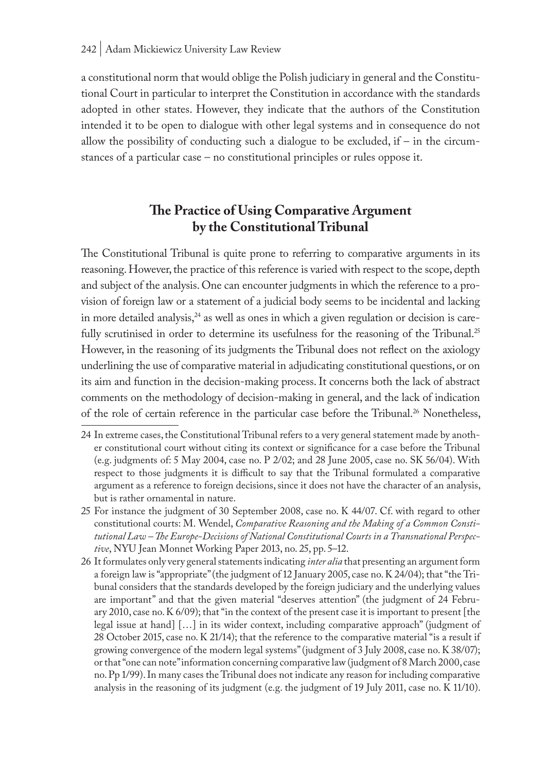a constitutional norm that would oblige the Polish judiciary in general and the Constitutional Court in particular to interpret the Constitution in accordance with the standards adopted in other states. However, they indicate that the authors of the Constitution intended it to be open to dialogue with other legal systems and in consequence do not allow the possibility of conducting such a dialogue to be excluded, if – in the circumstances of a particular case – no constitutional principles or rules oppose it.

## The Practice of Using Comparative Argument by the Constitutional Tribunal

The Constitutional Tribunal is quite prone to referring to comparative arguments in its reasoning. However, the practice of this reference is varied with respect to the scope, depth and subject of the analysis. One can encounter judgments in which the reference to a provision of foreign law or a statement of a judicial body seems to be incidental and lacking in more detailed analysis,[24] as well as ones in which a given regulation or decision is carefully scrutinised in order to determine its usefulness for the reasoning of the Tribunal.[25] However, in the reasoning of its judgments the Tribunal does not reflect on the axiology underlining the use of comparative material in adjudicating constitutional questions, or on its aim and function in the decision-making process. It concerns both the lack of abstract comments on the methodology of decision-making in general, and the lack of indication of the role of certain reference in the particular case before the Tribunal.[26] Nonetheless,

---

24 In extreme cases, the Constitutional Tribunal refers to a very general statement made by another constitutional court without citing its context or significance for a case before the Tribunal (e.g. judgments of: 5 May 2004, case no. P 2/02; and 28 June 2005, case no. SK 56/04). With respect to those judgments it is difficult to say that the Tribunal formulated a comparative argument as a reference to foreign decisions, since it does not have the character of an analysis, but is rather ornamental in nature.

25 For instance the judgment of 30 September 2008, case no. K 44/07. Cf. with regard to other constitutional courts: M. Wendel, *Comparative Reasoning and the Making of a Common Constitutional Law – The Europe-Decisions of National Constitutional Courts in a Transnational Perspective*, NYU Jean Monnet Working Paper 2013, no. 25, pp. 5–12.

26 It formulates only very general statements indicating *inter alia* that presenting an argument form a foreign law is "appropriate" (the judgment of 12 January 2005, case no. K 24/04); that "the Tribunal considers that the standards developed by the foreign judiciary and the underlying values are important" and that the given material "deserves attention" (the judgment of 24 February 2010, case no. K 6/09); that "in the context of the present case it is important to present [the legal issue at hand] […] in its wider context, including comparative approach" (judgment of 28 October 2015, case no. K 21/14); that the reference to the comparative material "is a result if growing convergence of the modern legal systems" (judgment of 3 July 2008, case no. K 38/07); or that "one can note" information concerning comparative law (judgment of 8 March 2000, case no. Pp 1/99). In many cases the Tribunal does not indicate any reason for including comparative analysis in the reasoning of its judgment (e.g. the judgment of 19 July 2011, case no. K 11/10).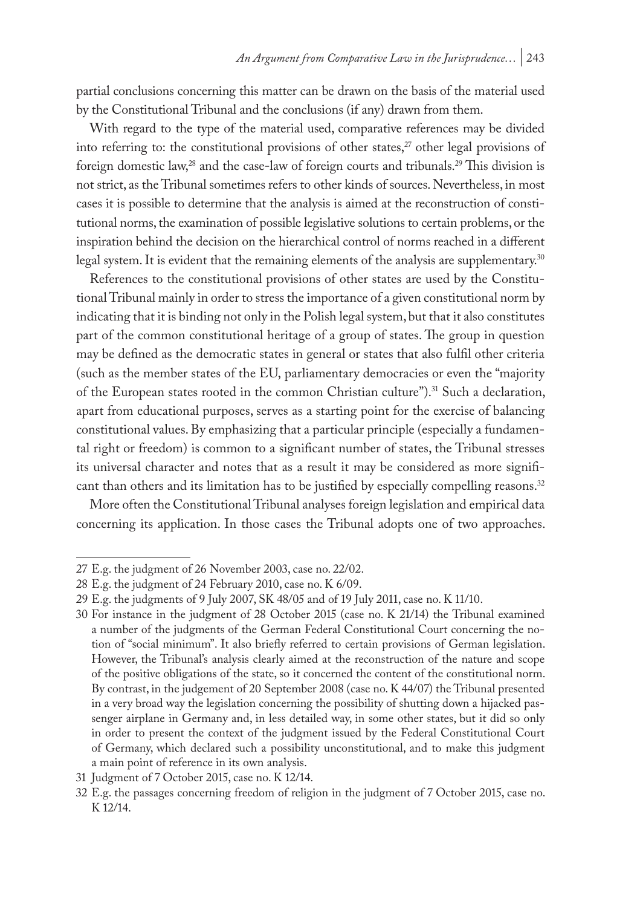partial conclusions concerning this matter can be drawn on the basis of the material used by the Constitutional Tribunal and the conclusions (if any) drawn from them.

With regard to the type of the material used, comparative references may be divided into referring to: the constitutional provisions of other states,[27] other legal provisions of foreign domestic law,[28] and the case-law of foreign courts and tribunals.[29] This division is not strict, as the Tribunal sometimes refers to other kinds of sources. Nevertheless, in most cases it is possible to determine that the analysis is aimed at the reconstruction of constitutional norms, the examination of possible legislative solutions to certain problems, or the inspiration behind the decision on the hierarchical control of norms reached in a different legal system. It is evident that the remaining elements of the analysis are supplementary.[30]

References to the constitutional provisions of other states are used by the Constitutional Tribunal mainly in order to stress the importance of a given constitutional norm by indicating that it is binding not only in the Polish legal system, but that it also constitutes part of the common constitutional heritage of a group of states. The group in question may be defined as the democratic states in general or states that also fulfil other criteria (such as the member states of the EU, parliamentary democracies or even the "majority of the European states rooted in the common Christian culture").[31] Such a declaration, apart from educational purposes, serves as a starting point for the exercise of balancing constitutional values. By emphasizing that a particular principle (especially a fundamental right or freedom) is common to a significant number of states, the Tribunal stresses its universal character and notes that as a result it may be considered as more significant than others and its limitation has to be justified by especially compelling reasons.[32]

More often the Constitutional Tribunal analyses foreign legislation and empirical data concerning its application. In those cases the Tribunal adopts one of two approaches.

---

27 E.g. the judgment of 26 November 2003, case no. 22/02.

28 E.g. the judgment of 24 February 2010, case no. K 6/09.

29 E.g. the judgments of 9 July 2007, SK 48/05 and of 19 July 2011, case no. K 11/10.

30 For instance in the judgment of 28 October 2015 (case no. K 21/14) the Tribunal examined a number of the judgments of the German Federal Constitutional Court concerning the notion of "social minimum". It also briefly referred to certain provisions of German legislation. However, the Tribunal's analysis clearly aimed at the reconstruction of the nature and scope of the positive obligations of the state, so it concerned the content of the constitutional norm. By contrast, in the judgement of 20 September 2008 (case no. K 44/07) the Tribunal presented in a very broad way the legislation concerning the possibility of shutting down a hijacked passenger airplane in Germany and, in less detailed way, in some other states, but it did so only in order to present the context of the judgment issued by the Federal Constitutional Court of Germany, which declared such a possibility unconstitutional, and to make this judgment a main point of reference in its own analysis.

31 Judgment of 7 October 2015, case no. K 12/14.

32 E.g. the passages concerning freedom of religion in the judgment of 7 October 2015, case no. K 12/14.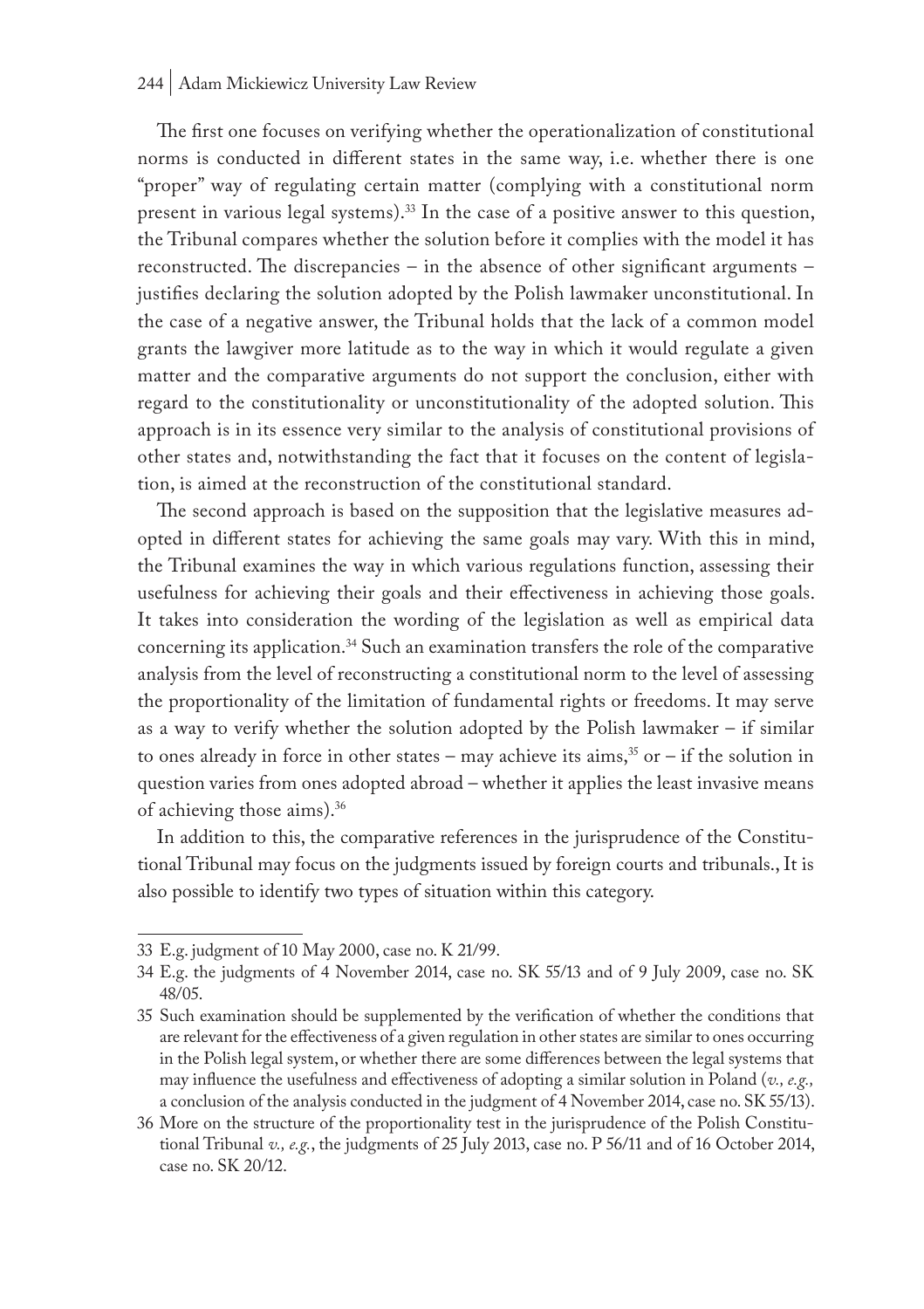The first one focuses on verifying whether the operationalization of constitutional norms is conducted in different states in the same way, i.e. whether there is one "proper" way of regulating certain matter (complying with a constitutional norm present in various legal systems).[33] In the case of a positive answer to this question, the Tribunal compares whether the solution before it complies with the model it has reconstructed. The discrepancies – in the absence of other significant arguments – justifies declaring the solution adopted by the Polish lawmaker unconstitutional. In the case of a negative answer, the Tribunal holds that the lack of a common model grants the lawgiver more latitude as to the way in which it would regulate a given matter and the comparative arguments do not support the conclusion, either with regard to the constitutionality or unconstitutionality of the adopted solution. This approach is in its essence very similar to the analysis of constitutional provisions of other states and, notwithstanding the fact that it focuses on the content of legislation, is aimed at the reconstruction of the constitutional standard.

The second approach is based on the supposition that the legislative measures adopted in different states for achieving the same goals may vary. With this in mind, the Tribunal examines the way in which various regulations function, assessing their usefulness for achieving their goals and their effectiveness in achieving those goals. It takes into consideration the wording of the legislation as well as empirical data concerning its application.[34] Such an examination transfers the role of the comparative analysis from the level of reconstructing a constitutional norm to the level of assessing the proportionality of the limitation of fundamental rights or freedoms. It may serve as a way to verify whether the solution adopted by the Polish lawmaker – if similar to ones already in force in other states – may achieve its aims,[35] or – if the solution in question varies from ones adopted abroad – whether it applies the least invasive means of achieving those aims).[36]

In addition to this, the comparative references in the jurisprudence of the Constitutional Tribunal may focus on the judgments issued by foreign courts and tribunals., It is also possible to identify two types of situation within this category.

---

33 E.g. judgment of 10 May 2000, case no. K 21/99.

34 E.g. the judgments of 4 November 2014, case no. SK 55/13 and of 9 July 2009, case no. SK 48/05.

35 Such examination should be supplemented by the verification of whether the conditions that are relevant for the effectiveness of a given regulation in other states are similar to ones occurring in the Polish legal system, or whether there are some differences between the legal systems that may influence the usefulness and effectiveness of adopting a similar solution in Poland (*v., e.g.,* a conclusion of the analysis conducted in the judgment of 4 November 2014, case no. SK 55/13).

36 More on the structure of the proportionality test in the jurisprudence of the Polish Constitutional Tribunal *v., e.g.*, the judgments of 25 July 2013, case no. P 56/11 and of 16 October 2014, case no. SK 20/12.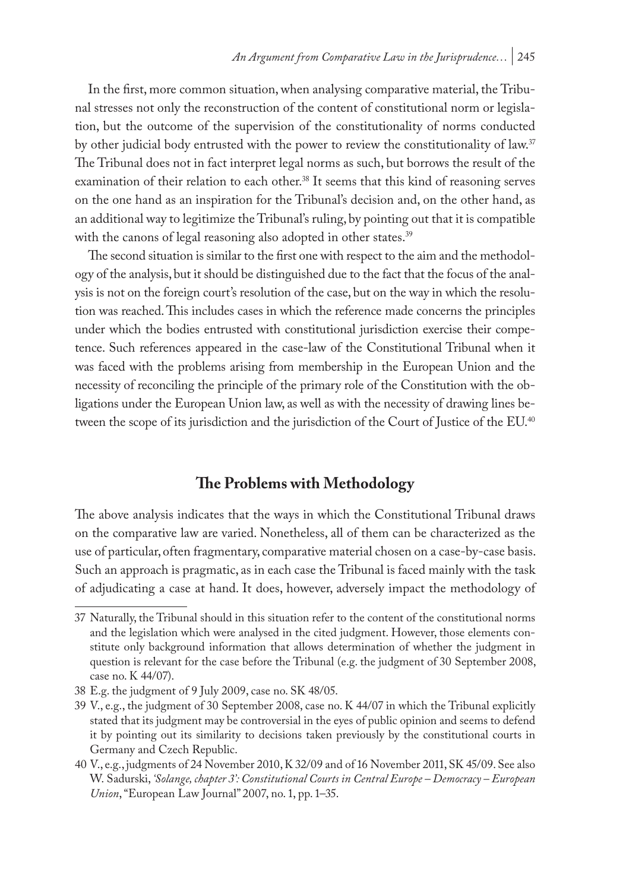In the first, more common situation, when analysing comparative material, the Tribunal stresses not only the reconstruction of the content of constitutional norm or legislation, but the outcome of the supervision of the constitutionality of norms conducted by other judicial body entrusted with the power to review the constitutionality of law.[37] The Tribunal does not in fact interpret legal norms as such, but borrows the result of the examination of their relation to each other.[38] It seems that this kind of reasoning serves on the one hand as an inspiration for the Tribunal's decision and, on the other hand, as an additional way to legitimize the Tribunal's ruling, by pointing out that it is compatible with the canons of legal reasoning also adopted in other states.[39]

The second situation is similar to the first one with respect to the aim and the methodology of the analysis, but it should be distinguished due to the fact that the focus of the analysis is not on the foreign court's resolution of the case, but on the way in which the resolution was reached. This includes cases in which the reference made concerns the principles under which the bodies entrusted with constitutional jurisdiction exercise their competence. Such references appeared in the case-law of the Constitutional Tribunal when it was faced with the problems arising from membership in the European Union and the necessity of reconciling the principle of the primary role of the Constitution with the obligations under the European Union law, as well as with the necessity of drawing lines between the scope of its jurisdiction and the jurisdiction of the Court of Justice of the EU.[40]

## The Problems with Methodology

The above analysis indicates that the ways in which the Constitutional Tribunal draws on the comparative law are varied. Nonetheless, all of them can be characterized as the use of particular, often fragmentary, comparative material chosen on a case-by-case basis. Such an approach is pragmatic, as in each case the Tribunal is faced mainly with the task of adjudicating a case at hand. It does, however, adversely impact the methodology of

---

37 Naturally, the Tribunal should in this situation refer to the content of the constitutional norms and the legislation which were analysed in the cited judgment. However, those elements constitute only background information that allows determination of whether the judgment in question is relevant for the case before the Tribunal (e.g. the judgment of 30 September 2008, case no. K 44/07).

38 E.g. the judgment of 9 July 2009, case no. SK 48/05.

39 V., e.g., the judgment of 30 September 2008, case no. K 44/07 in which the Tribunal explicitly stated that its judgment may be controversial in the eyes of public opinion and seems to defend it by pointing out its similarity to decisions taken previously by the constitutional courts in Germany and Czech Republic.

40 V., e.g., judgments of 24 November 2010, K 32/09 and of 16 November 2011, SK 45/09. See also W. Sadurski, *'Solange, chapter 3': Constitutional Courts in Central Europe – Democracy – European Union*, "European Law Journal" 2007, no. 1, pp. 1–35.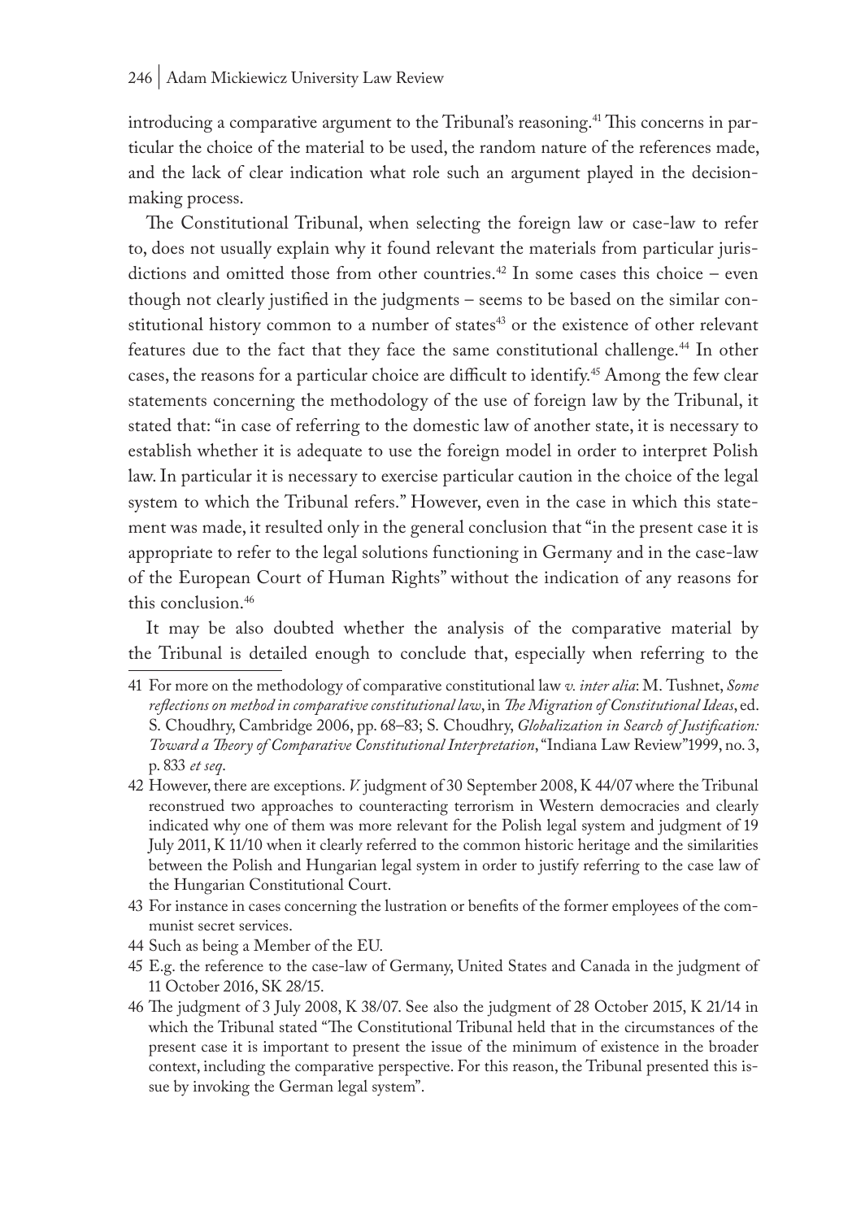introducing a comparative argument to the Tribunal's reasoning.[41] This concerns in particular the choice of the material to be used, the random nature of the references made, and the lack of clear indication what role such an argument played in the decision-making process.

The Constitutional Tribunal, when selecting the foreign law or case-law to refer to, does not usually explain why it found relevant the materials from particular jurisdictions and omitted those from other countries.[42] In some cases this choice – even though not clearly justified in the judgments – seems to be based on the similar constitutional history common to a number of states[43] or the existence of other relevant features due to the fact that they face the same constitutional challenge.[44] In other cases, the reasons for a particular choice are difficult to identify.[45] Among the few clear statements concerning the methodology of the use of foreign law by the Tribunal, it stated that: "in case of referring to the domestic law of another state, it is necessary to establish whether it is adequate to use the foreign model in order to interpret Polish law. In particular it is necessary to exercise particular caution in the choice of the legal system to which the Tribunal refers." However, even in the case in which this statement was made, it resulted only in the general conclusion that "in the present case it is appropriate to refer to the legal solutions functioning in Germany and in the case-law of the European Court of Human Rights" without the indication of any reasons for this conclusion.[46]

It may be also doubted whether the analysis of the comparative material by the Tribunal is detailed enough to conclude that, especially when referring to the

---

41 For more on the methodology of comparative constitutional law *v. inter alia*: M. Tushnet, *Some reflections on method in comparative constitutional law*, in *The Migration of Constitutional Ideas*, ed. S. Choudhry, Cambridge 2006, pp. 68–83; S. Choudhry, *Globalization in Search of Justification: Toward a Theory of Comparative Constitutional Interpretation*, "Indiana Law Review"1999, no. 3, p. 833 *et seq*.

42 However, there are exceptions. *V.* judgment of 30 September 2008, K 44/07 where the Tribunal reconstrued two approaches to counteracting terrorism in Western democracies and clearly indicated why one of them was more relevant for the Polish legal system and judgment of 19 July 2011, K 11/10 when it clearly referred to the common historic heritage and the similarities between the Polish and Hungarian legal system in order to justify referring to the case law of the Hungarian Constitutional Court.

43 For instance in cases concerning the lustration or benefits of the former employees of the communist secret services.

44 Such as being a Member of the EU.

45 E.g. the reference to the case-law of Germany, United States and Canada in the judgment of 11 October 2016, SK 28/15.

46 The judgment of 3 July 2008, K 38/07. See also the judgment of 28 October 2015, K 21/14 in which the Tribunal stated "The Constitutional Tribunal held that in the circumstances of the present case it is important to present the issue of the minimum of existence in the broader context, including the comparative perspective. For this reason, the Tribunal presented this issue by invoking the German legal system".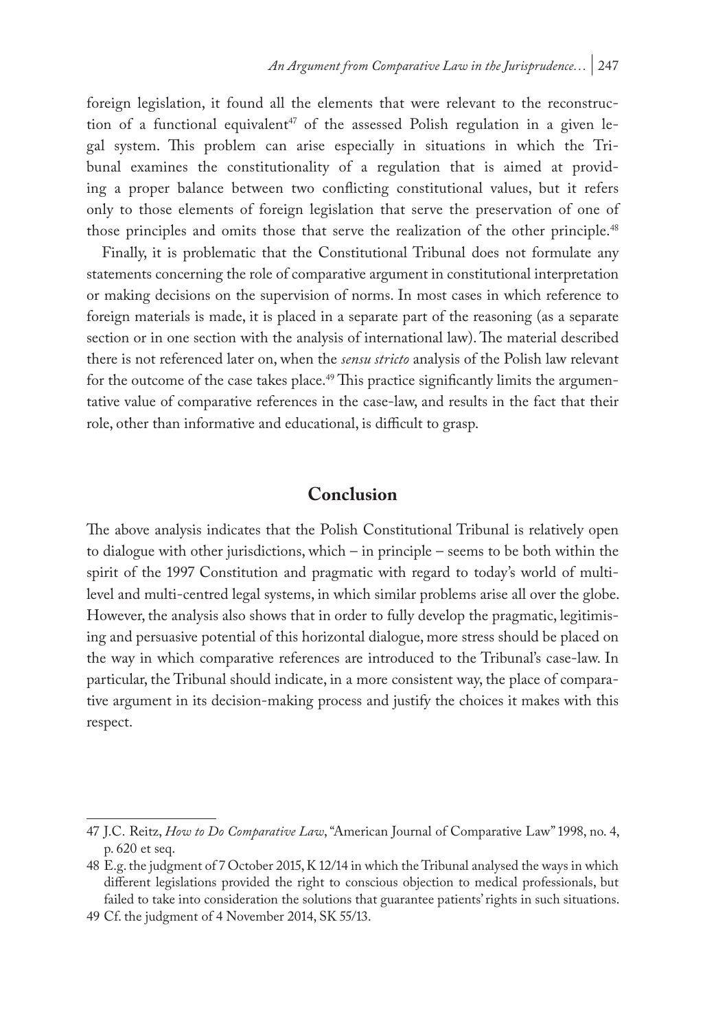foreign legislation, it found all the elements that were relevant to the reconstruction of a functional equivalent[47] of the assessed Polish regulation in a given legal system. This problem can arise especially in situations in which the Tribunal examines the constitutionality of a regulation that is aimed at providing a proper balance between two conflicting constitutional values, but it refers only to those elements of foreign legislation that serve the preservation of one of those principles and omits those that serve the realization of the other principle.[48]

Finally, it is problematic that the Constitutional Tribunal does not formulate any statements concerning the role of comparative argument in constitutional interpretation or making decisions on the supervision of norms. In most cases in which reference to foreign materials is made, it is placed in a separate part of the reasoning (as a separate section or in one section with the analysis of international law). The material described there is not referenced later on, when the *sensu stricto* analysis of the Polish law relevant for the outcome of the case takes place.[49] This practice significantly limits the argumentative value of comparative references in the case-law, and results in the fact that their role, other than informative and educational, is difficult to grasp.

## Conclusion

The above analysis indicates that the Polish Constitutional Tribunal is relatively open to dialogue with other jurisdictions, which – in principle – seems to be both within the spirit of the 1997 Constitution and pragmatic with regard to today's world of multi-level and multi-centred legal systems, in which similar problems arise all over the globe. However, the analysis also shows that in order to fully develop the pragmatic, legitimising and persuasive potential of this horizontal dialogue, more stress should be placed on the way in which comparative references are introduced to the Tribunal's case-law. In particular, the Tribunal should indicate, in a more consistent way, the place of comparative argument in its decision-making process and justify the choices it makes with this respect.

---

47 J.C. Reitz, *How to Do Comparative Law*, "American Journal of Comparative Law" 1998, no. 4, p. 620 et seq.

48 E.g. the judgment of 7 October 2015, K 12/14 in which the Tribunal analysed the ways in which different legislations provided the right to conscious objection to medical professionals, but failed to take into consideration the solutions that guarantee patients' rights in such situations.

49 Cf. the judgment of 4 November 2014, SK 55/13.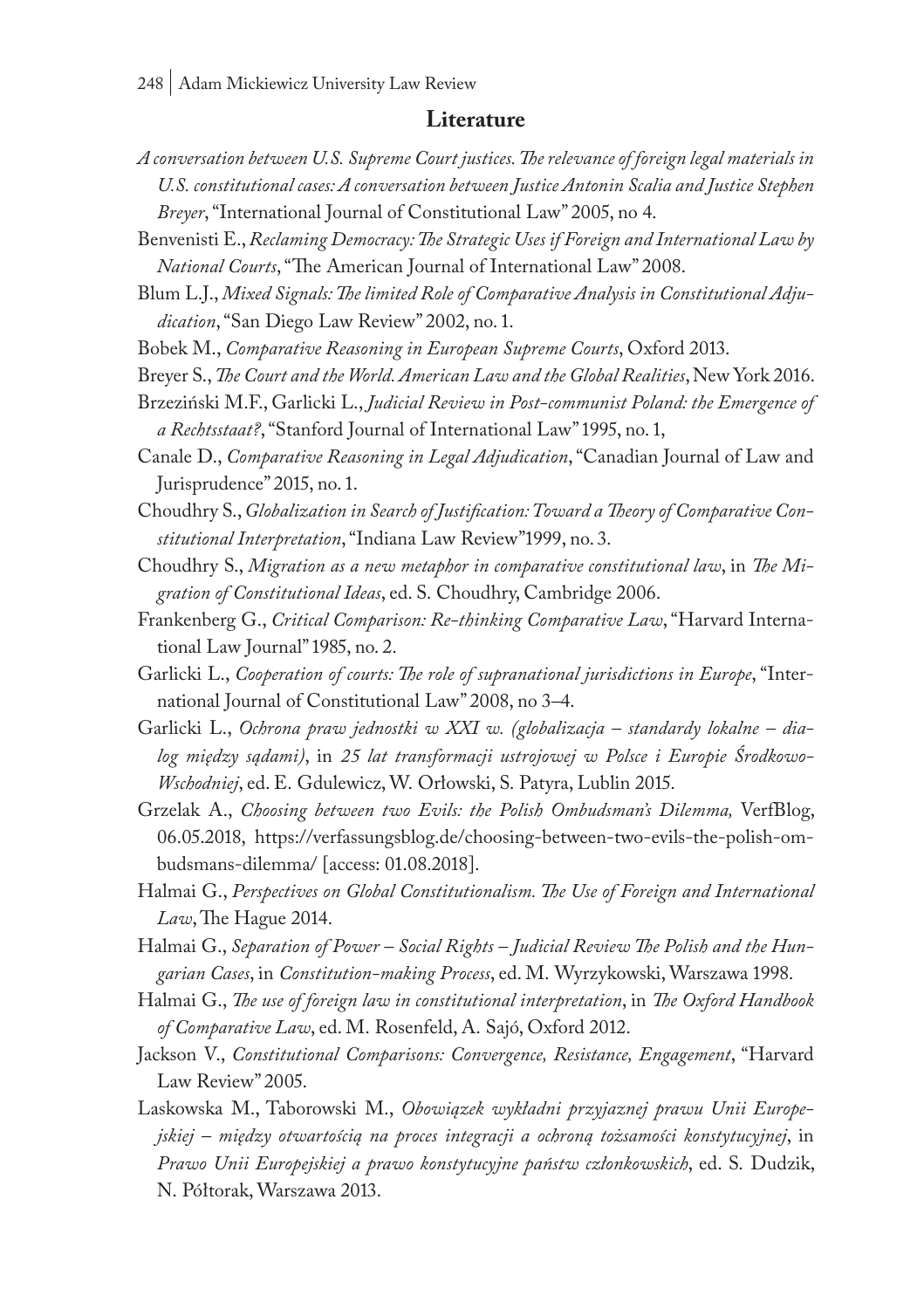## Literature

*A conversation between U.S. Supreme Court justices. The relevance of foreign legal materials in U.S. constitutional cases: A conversation between Justice Antonin Scalia and Justice Stephen Breyer*, "International Journal of Constitutional Law" 2005, no 4.

Benvenisti E., *Reclaming Democracy: The Strategic Uses if Foreign and International Law by National Courts*, "The American Journal of International Law" 2008.

Blum L.J., *Mixed Signals: The limited Role of Comparative Analysis in Constitutional Adjudication*, "San Diego Law Review" 2002, no. 1.

Bobek M., *Comparative Reasoning in European Supreme Courts*, Oxford 2013.

Breyer S., *The Court and the World. American Law and the Global Realities*, New York 2016.

Brzeziński M.F., Garlicki L., *Judicial Review in Post-communist Poland: the Emergence of a Rechtsstaat?*, "Stanford Journal of International Law" 1995, no. 1,

Canale D., *Comparative Reasoning in Legal Adjudication*, "Canadian Journal of Law and Jurisprudence" 2015, no. 1.

Choudhry S., *Globalization in Search of Justification: Toward a Theory of Comparative Constitutional Interpretation*, "Indiana Law Review"1999, no. 3.

Choudhry S., *Migration as a new metaphor in comparative constitutional law*, in *The Migration of Constitutional Ideas*, ed. S. Choudhry, Cambridge 2006.

Frankenberg G., *Critical Comparison: Re-thinking Comparative Law*, "Harvard International Law Journal" 1985, no. 2.

Garlicki L., *Cooperation of courts: The role of supranational jurisdictions in Europe*, "International Journal of Constitutional Law" 2008, no 3–4.

Garlicki L., *Ochrona praw jednostki w XXI w. (globalizacja – standardy lokalne – dialog między sądami)*, in *25 lat transformacji ustrojowej w Polsce i Europie Środkowo-Wschodniej*, ed. E. Gdulewicz, W. Orłowski, S. Patyra, Lublin 2015.

Grzelak A., *Choosing between two Evils: the Polish Ombudsman's Dilemma,* VerfBlog, 06.05.2018, https://verfassungsblog.de/choosing-between-two-evils-the-polish-ombudsmans-dilemma/ [access: 01.08.2018].

Halmai G., *Perspectives on Global Constitutionalism. The Use of Foreign and International Law*, The Hague 2014.

Halmai G., *Separation of Power – Social Rights – Judicial Review The Polish and the Hungarian Cases*, in *Constitution-making Process*, ed. M. Wyrzykowski, Warszawa 1998.

Halmai G., *The use of foreign law in constitutional interpretation*, in *The Oxford Handbook of Comparative Law*, ed. M. Rosenfeld, A. Sajó, Oxford 2012.

Jackson V., *Constitutional Comparisons: Convergence, Resistance, Engagement*, "Harvard Law Review" 2005.

Laskowska M., Taborowski M., *Obowiązek wykładni przyjaznej prawu Unii Europejskiej – między otwartością na proces integracji a ochroną tożsamości konstytucyjnej*, in *Prawo Unii Europejskiej a prawo konstytucyjne państw członkowskich*, ed. S. Dudzik, N. Półtorak, Warszawa 2013.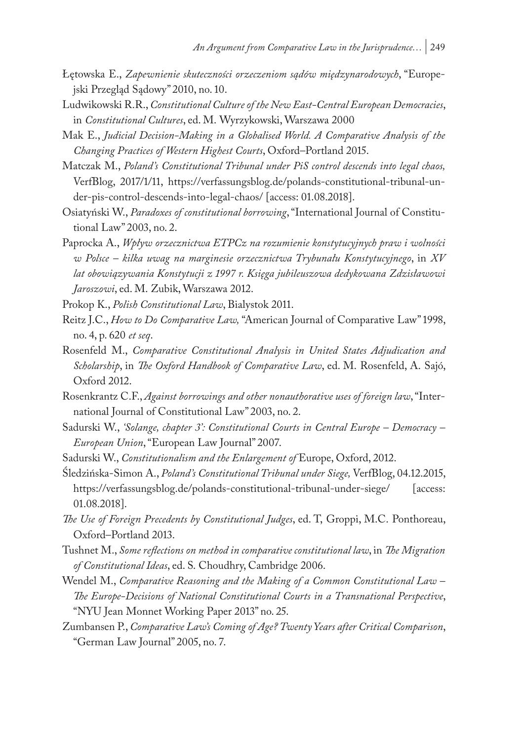Łętowska E., *Zapewnienie skuteczności orzeczeniom sądów międzynarodowych*, "Europejski Przegląd Sądowy" 2010, no. 10.

Ludwikowski R.R., *Constitutional Culture of the New East-Central European Democracies*, in *Constitutional Cultures*, ed. M. Wyrzykowski, Warszawa 2000

Mak E., *Judicial Decision-Making in a Globalised World. A Comparative Analysis of the Changing Practices of Western Highest Courts*, Oxford–Portland 2015.

Matczak M., *Poland's Constitutional Tribunal under PiS control descends into legal chaos,* VerfBlog, 2017/1/11, https://verfassungsblog.de/polands-constitutional-tribunal-under-pis-control-descends-into-legal-chaos/ [access: 01.08.2018].

Osiatyński W., *Paradoxes of constitutional borrowing*, "International Journal of Constitutional Law" 2003, no. 2.

Paprocka A., *Wpływ orzecznictwa ETPCz na rozumienie konstytucyjnych praw i wolności w Polsce – kilka uwag na marginesie orzecznictwa Trybunału Konstytucyjnego*, in *XV lat obowiązywania Konstytucji z 1997 r. Księga jubileuszowa dedykowana Zdzisławowi Jaroszowi*, ed. M. Zubik, Warszawa 2012.

Prokop K., *Polish Constitutional Law*, Bialystok 2011.

Reitz J.C., *How to Do Comparative Law,* "American Journal of Comparative Law" 1998, no. 4, p. 620 *et seq*.

Rosenfeld M., *Comparative Constitutional Analysis in United States Adjudication and Scholarship*, in *The Oxford Handbook of Comparative Law*, ed. M. Rosenfeld, A. Sajó, Oxford 2012.

Rosenkrantz C.F., *Against borrowings and other nonauthorative uses of foreign law*, "International Journal of Constitutional Law" 2003, no. 2.

Sadurski W., *'Solange, chapter 3': Constitutional Courts in Central Europe – Democracy – European Union*, "European Law Journal" 2007.

Sadurski W., *Constitutionalism and the Enlargement of* Europe, Oxford, 2012.

Śledzińska-Simon A., *Poland's Constitutional Tribunal under Siege,* VerfBlog, 04.12.2015, https://verfassungsblog.de/polands-constitutional-tribunal-under-siege/ [access: 01.08.2018].

*The Use of Foreign Precedents by Constitutional Judges*, ed. T, Groppi, M.C. Ponthoreau, Oxford–Portland 2013.

Tushnet M., *Some reflections on method in comparative constitutional law*, in *The Migration of Constitutional Ideas*, ed. S. Choudhry, Cambridge 2006.

Wendel M., *Comparative Reasoning and the Making of a Common Constitutional Law – The Europe-Decisions of National Constitutional Courts in a Transnational Perspective*, "NYU Jean Monnet Working Paper 2013" no. 25.

Zumbansen P., *Comparative Law's Coming of Age? Twenty Years after Critical Comparison*, "German Law Journal" 2005, no. 7.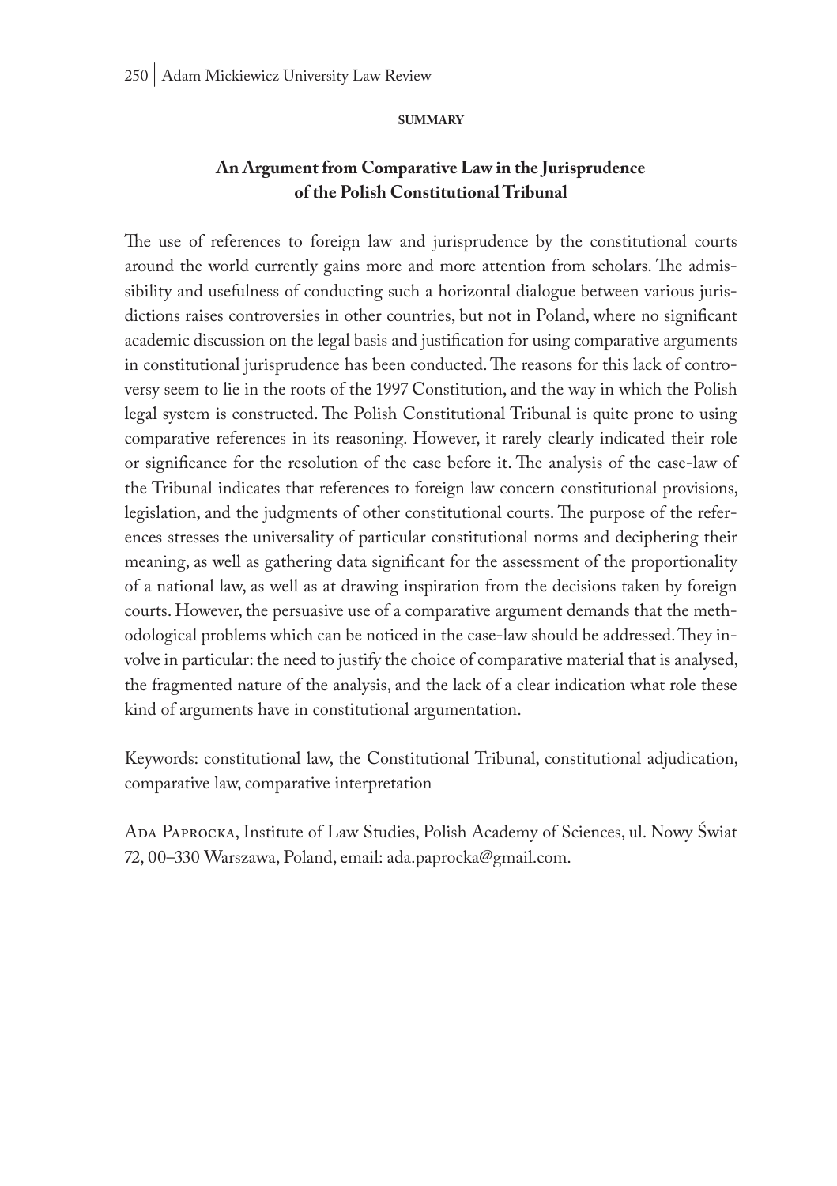**SUMMARY**

## An Argument from Comparative Law in the Jurisprudence of the Polish Constitutional Tribunal

The use of references to foreign law and jurisprudence by the constitutional courts around the world currently gains more and more attention from scholars. The admissibility and usefulness of conducting such a horizontal dialogue between various jurisdictions raises controversies in other countries, but not in Poland, where no significant academic discussion on the legal basis and justification for using comparative arguments in constitutional jurisprudence has been conducted. The reasons for this lack of controversy seem to lie in the roots of the 1997 Constitution, and the way in which the Polish legal system is constructed. The Polish Constitutional Tribunal is quite prone to using comparative references in its reasoning. However, it rarely clearly indicated their role or significance for the resolution of the case before it. The analysis of the case-law of the Tribunal indicates that references to foreign law concern constitutional provisions, legislation, and the judgments of other constitutional courts. The purpose of the references stresses the universality of particular constitutional norms and deciphering their meaning, as well as gathering data significant for the assessment of the proportionality of a national law, as well as at drawing inspiration from the decisions taken by foreign courts. However, the persuasive use of a comparative argument demands that the methodological problems which can be noticed in the case-law should be addressed. They involve in particular: the need to justify the choice of comparative material that is analysed, the fragmented nature of the analysis, and the lack of a clear indication what role these kind of arguments have in constitutional argumentation.

Keywords: constitutional law, the Constitutional Tribunal, constitutional adjudication, comparative law, comparative interpretation

Ada Paprocka, Institute of Law Studies, Polish Academy of Sciences, ul. Nowy Świat 72, 00–330 Warszawa, Poland, email: ada.paprocka@gmail.com.